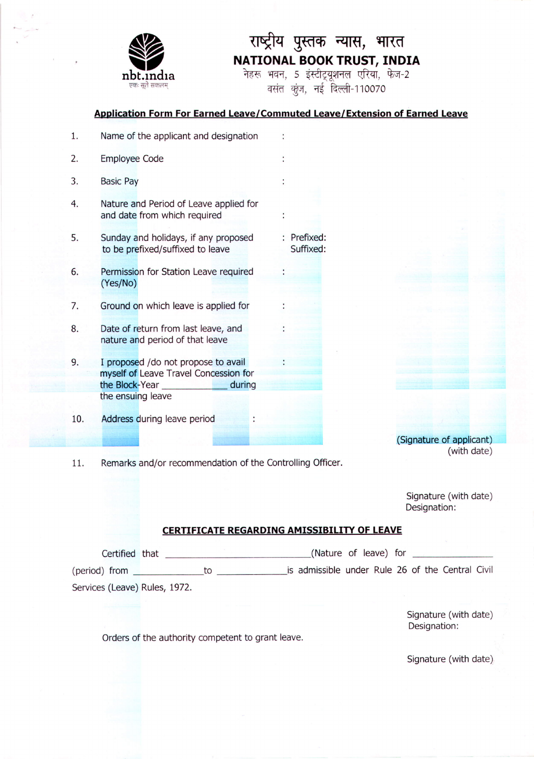nbt.india

एकः सूते सकलम्

# राष्ट्रीय पुस्तक न्यास, भारत

# NATIONAL BOOK TRUST, INDIA

नेहरू भवन, 5 इंस्टीट्यूशनल एरिया, फेज-2
वसंत कुंज, नई दिल्ली-110070

## Application Form For Earned Leave/Commuted Leave/Extension of Earned Leave

1. Name of the applicant and designation :
2. Employee Code :
3. Basic Pay :
4. Nature and Period of Leave applied for and date from which required :
5. Sunday and holidays, if any proposed to be prefixed/suffixed to leave : Prefixed:
   Suffixed:
6. Permission for Station Leave required (Yes/No) :
7. Ground on which leave is applied for :
8. Date of return from last leave, and nature and period of that leave :
9. I proposed /do not propose to avail myself of Leave Travel Concession for the Block-Year ___________ during the ensuing leave :
10. Address during leave period :

(Signature of applicant)
(with date)

11. Remarks and/or recommendation of the Controlling Officer.

Signature (with date)
Designation:

## CERTIFICATE REGARDING AMISSIBILITY OF LEAVE

Certified that ____________________________(Nature of leave) for _______________ (period) from _____________ to _____________ is admissible under Rule 26 of the Central Civil Services (Leave) Rules, 1972.

Signature (with date)
Designation:

Orders of the authority competent to grant leave.

Signature (with date)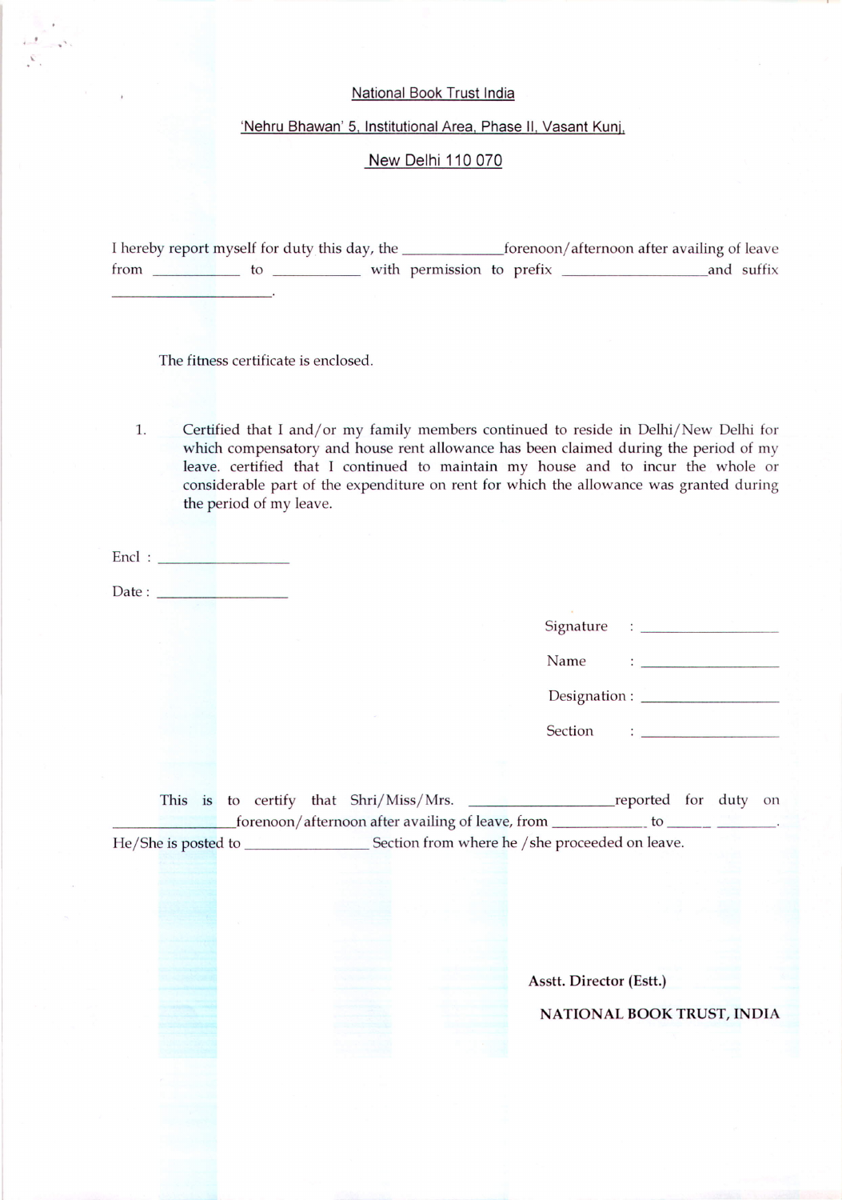National Book Trust India

'Nehru Bhawan' 5, Institutional Area, Phase II, Vasant Kunj,

New Delhi 110 070

I hereby report myself for duty this day, the _____________forenoon/afternoon after availing of leave from ___________ to ___________ with permission to prefix __________________and suffix ______________________.

The fitness certificate is enclosed.

1. Certified that I and/or my family members continued to reside in Delhi/New Delhi for which compensatory and house rent allowance has been claimed during the period of my leave. certified that I continued to maintain my house and to incur the whole or considerable part of the expenditure on rent for which the allowance was granted during the period of my leave.

Encl : __________________

Date : __________________

Signature : __________________

Name : __________________

Designation : __________________

Section : __________________

This is to certify that Shri/Miss/Mrs. __________________reported for duty on ________________forenoon/afternoon after availing of leave, from ____________ to ______ ________. He/She is posted to _________________ Section from where he /she proceeded on leave.

**Asstt. Director (Estt.)**

**NATIONAL BOOK TRUST, INDIA**